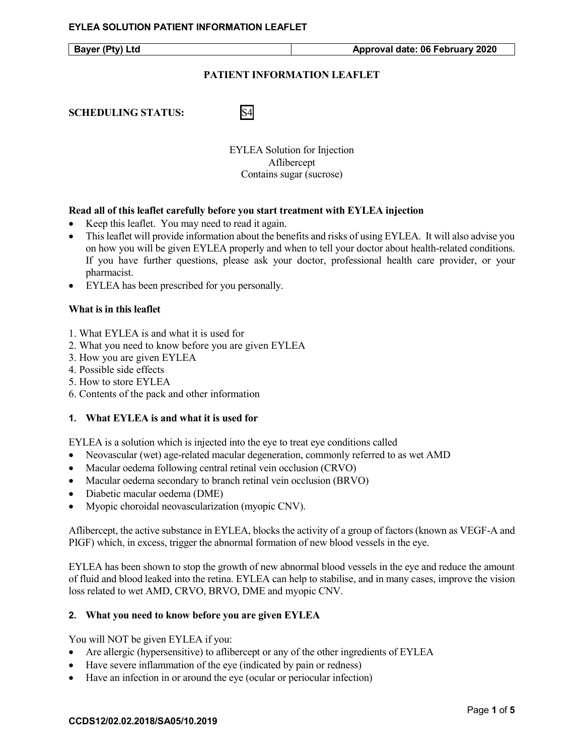| Bayer (Pty) Ltd | Approval date: 06 February 2020 |
| --- | --- |

# PATIENT INFORMATION LEAFLET

**SCHEDULING STATUS:** S4

EYLEA Solution for Injection
Aflibercept
Contains sugar (sucrose)

**Read all of this leaflet carefully before you start treatment with EYLEA injection**

- Keep this leaflet. You may need to read it again.
- This leaflet will provide information about the benefits and risks of using EYLEA. It will also advise you on how you will be given EYLEA properly and when to tell your doctor about health-related conditions. If you have further questions, please ask your doctor, professional health care provider, or your pharmacist.
- EYLEA has been prescribed for you personally.

**What is in this leaflet**

1. What EYLEA is and what it is used for
2. What you need to know before you are given EYLEA
3. How you are given EYLEA
4. Possible side effects
5. How to store EYLEA
6. Contents of the pack and other information

## 1. What EYLEA is and what it is used for

EYLEA is a solution which is injected into the eye to treat eye conditions called

- Neovascular (wet) age-related macular degeneration, commonly referred to as wet AMD
- Macular oedema following central retinal vein occlusion (CRVO)
- Macular oedema secondary to branch retinal vein occlusion (BRVO)
- Diabetic macular oedema (DME)
- Myopic choroidal neovascularization (myopic CNV).

Aflibercept, the active substance in EYLEA, blocks the activity of a group of factors (known as VEGF-A and PIGF) which, in excess, trigger the abnormal formation of new blood vessels in the eye.

EYLEA has been shown to stop the growth of new abnormal blood vessels in the eye and reduce the amount of fluid and blood leaked into the retina. EYLEA can help to stabilise, and in many cases, improve the vision loss related to wet AMD, CRVO, BRVO, DME and myopic CNV.

## 2. What you need to know before you are given EYLEA

You will NOT be given EYLEA if you:

- Are allergic (hypersensitive) to aflibercept or any of the other ingredients of EYLEA
- Have severe inflammation of the eye (indicated by pain or redness)
- Have an infection in or around the eye (ocular or periocular infection)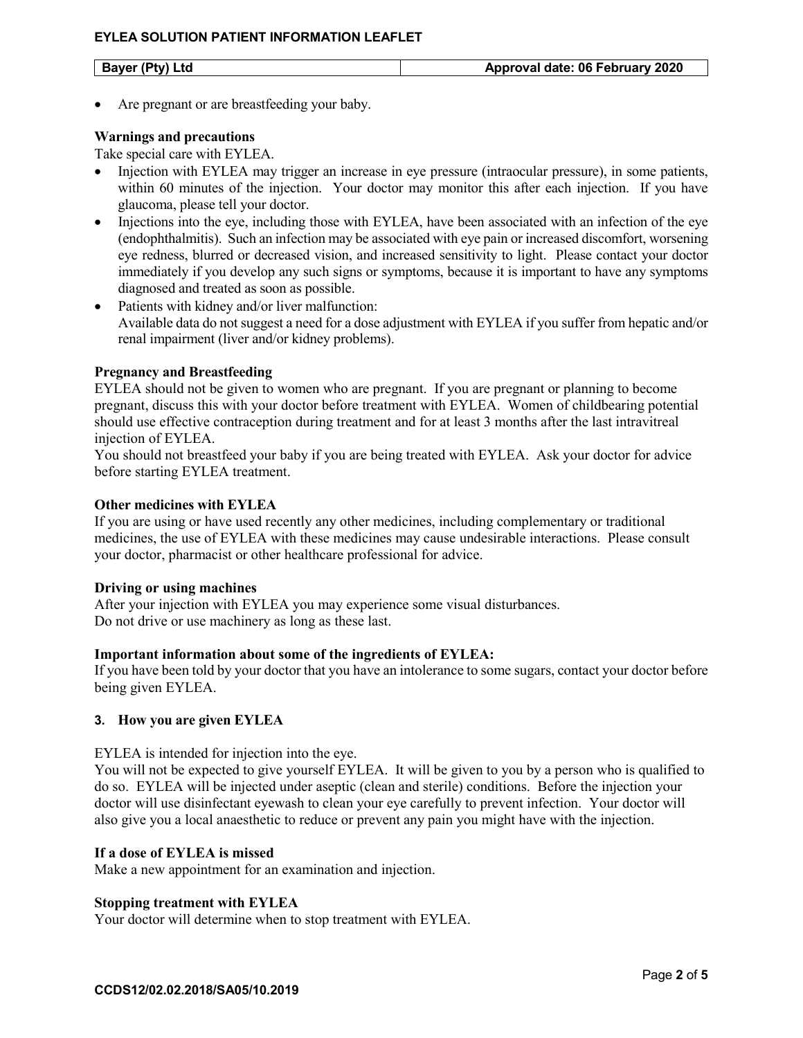- Are pregnant or are breastfeeding your baby.

**Warnings and precautions**

Take special care with EYLEA.

- Injection with EYLEA may trigger an increase in eye pressure (intraocular pressure), in some patients, within 60 minutes of the injection. Your doctor may monitor this after each injection. If you have glaucoma, please tell your doctor.
- Injections into the eye, including those with EYLEA, have been associated with an infection of the eye (endophthalmitis). Such an infection may be associated with eye pain or increased discomfort, worsening eye redness, blurred or decreased vision, and increased sensitivity to light. Please contact your doctor immediately if you develop any such signs or symptoms, because it is important to have any symptoms diagnosed and treated as soon as possible.
- Patients with kidney and/or liver malfunction:
  Available data do not suggest a need for a dose adjustment with EYLEA if you suffer from hepatic and/or renal impairment (liver and/or kidney problems).

**Pregnancy and Breastfeeding**

EYLEA should not be given to women who are pregnant. If you are pregnant or planning to become pregnant, discuss this with your doctor before treatment with EYLEA. Women of childbearing potential should use effective contraception during treatment and for at least 3 months after the last intravitreal injection of EYLEA.

You should not breastfeed your baby if you are being treated with EYLEA. Ask your doctor for advice before starting EYLEA treatment.

**Other medicines with EYLEA**

If you are using or have used recently any other medicines, including complementary or traditional medicines, the use of EYLEA with these medicines may cause undesirable interactions. Please consult your doctor, pharmacist or other healthcare professional for advice.

**Driving or using machines**

After your injection with EYLEA you may experience some visual disturbances.
Do not drive or use machinery as long as these last.

**Important information about some of the ingredients of EYLEA:**

If you have been told by your doctor that you have an intolerance to some sugars, contact your doctor before being given EYLEA.

## 3. How you are given EYLEA

EYLEA is intended for injection into the eye.

You will not be expected to give yourself EYLEA. It will be given to you by a person who is qualified to do so. EYLEA will be injected under aseptic (clean and sterile) conditions. Before the injection your doctor will use disinfectant eyewash to clean your eye carefully to prevent infection. Your doctor will also give you a local anaesthetic to reduce or prevent any pain you might have with the injection.

**If a dose of EYLEA is missed**

Make a new appointment for an examination and injection.

**Stopping treatment with EYLEA**

Your doctor will determine when to stop treatment with EYLEA.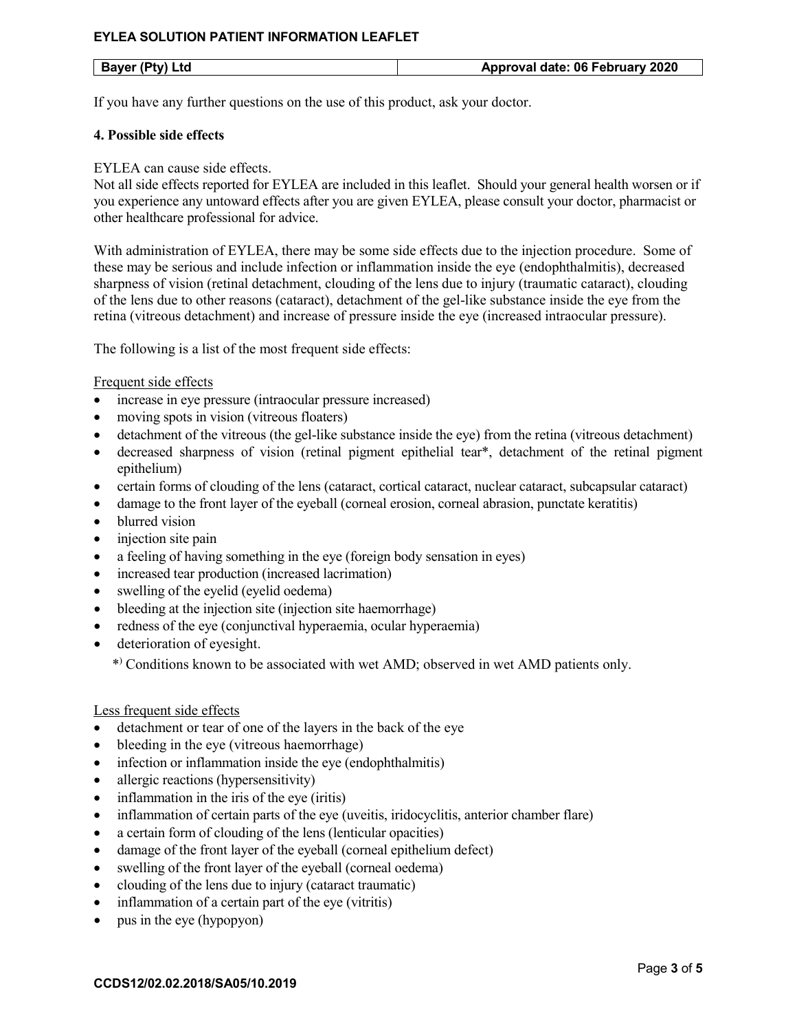If you have any further questions on the use of this product, ask your doctor.

**4. Possible side effects**

EYLEA can cause side effects.
Not all side effects reported for EYLEA are included in this leaflet. Should your general health worsen or if you experience any untoward effects after you are given EYLEA, please consult your doctor, pharmacist or other healthcare professional for advice.

With administration of EYLEA, there may be some side effects due to the injection procedure. Some of these may be serious and include infection or inflammation inside the eye (endophthalmitis), decreased sharpness of vision (retinal detachment, clouding of the lens due to injury (traumatic cataract), clouding of the lens due to other reasons (cataract), detachment of the gel-like substance inside the eye from the retina (vitreous detachment) and increase of pressure inside the eye (increased intraocular pressure).

The following is a list of the most frequent side effects:

Frequent side effects

- increase in eye pressure (intraocular pressure increased)
- moving spots in vision (vitreous floaters)
- detachment of the vitreous (the gel-like substance inside the eye) from the retina (vitreous detachment)
- decreased sharpness of vision (retinal pigment epithelial tear*, detachment of the retinal pigment epithelium)
- certain forms of clouding of the lens (cataract, cortical cataract, nuclear cataract, subcapsular cataract)
- damage to the front layer of the eyeball (corneal erosion, corneal abrasion, punctate keratitis)
- blurred vision
- injection site pain
- a feeling of having something in the eye (foreign body sensation in eyes)
- increased tear production (increased lacrimation)
- swelling of the eyelid (eyelid oedema)
- bleeding at the injection site (injection site haemorrhage)
- redness of the eye (conjunctival hyperaemia, ocular hyperaemia)
- deterioration of eyesight.

*) Conditions known to be associated with wet AMD; observed in wet AMD patients only.

Less frequent side effects

- detachment or tear of one of the layers in the back of the eye
- bleeding in the eye (vitreous haemorrhage)
- infection or inflammation inside the eye (endophthalmitis)
- allergic reactions (hypersensitivity)
- inflammation in the iris of the eye (iritis)
- inflammation of certain parts of the eye (uveitis, iridocyclitis, anterior chamber flare)
- a certain form of clouding of the lens (lenticular opacities)
- damage of the front layer of the eyeball (corneal epithelium defect)
- swelling of the front layer of the eyeball (corneal oedema)
- clouding of the lens due to injury (cataract traumatic)
- inflammation of a certain part of the eye (vitritis)
- pus in the eye (hypopyon)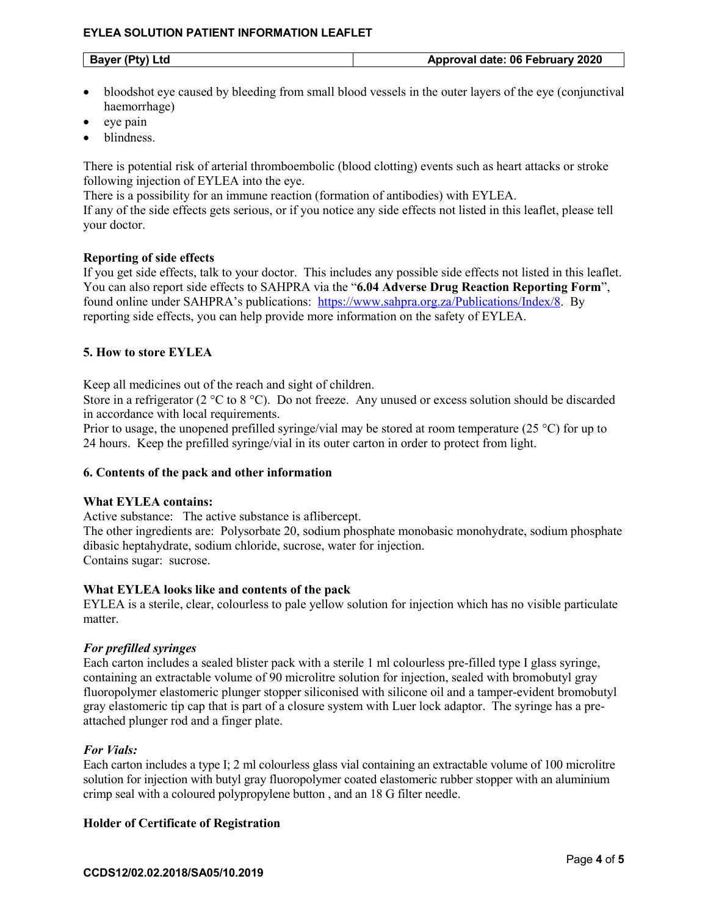- bloodshot eye caused by bleeding from small blood vessels in the outer layers of the eye (conjunctival haemorrhage)
- eye pain
- blindness.

There is potential risk of arterial thromboembolic (blood clotting) events such as heart attacks or stroke following injection of EYLEA into the eye.
There is a possibility for an immune reaction (formation of antibodies) with EYLEA.
If any of the side effects gets serious, or if you notice any side effects not listed in this leaflet, please tell your doctor.

**Reporting of side effects**
If you get side effects, talk to your doctor. This includes any possible side effects not listed in this leaflet. You can also report side effects to SAHPRA via the "**6.04 Adverse Drug Reaction Reporting Form**", found online under SAHPRA's publications: https://www.sahpra.org.za/Publications/Index/8. By reporting side effects, you can help provide more information on the safety of EYLEA.

## 5. How to store EYLEA

Keep all medicines out of the reach and sight of children.
Store in a refrigerator (2 °C to 8 °C). Do not freeze. Any unused or excess solution should be discarded in accordance with local requirements.
Prior to usage, the unopened prefilled syringe/vial may be stored at room temperature (25 °C) for up to 24 hours. Keep the prefilled syringe/vial in its outer carton in order to protect from light.

## 6. Contents of the pack and other information

**What EYLEA contains:**
Active substance: The active substance is aflibercept.
The other ingredients are: Polysorbate 20, sodium phosphate monobasic monohydrate, sodium phosphate dibasic heptahydrate, sodium chloride, sucrose, water for injection.
Contains sugar: sucrose.

**What EYLEA looks like and contents of the pack**
EYLEA is a sterile, clear, colourless to pale yellow solution for injection which has no visible particulate matter.

***For prefilled syringes***
Each carton includes a sealed blister pack with a sterile 1 ml colourless pre-filled type I glass syringe, containing an extractable volume of 90 microlitre solution for injection, sealed with bromobutyl gray fluoropolymer elastomeric plunger stopper siliconised with silicone oil and a tamper-evident bromobutyl gray elastomeric tip cap that is part of a closure system with Luer lock adaptor. The syringe has a pre-attached plunger rod and a finger plate.

***For Vials:***
Each carton includes a type I; 2 ml colourless glass vial containing an extractable volume of 100 microlitre solution for injection with butyl gray fluoropolymer coated elastomeric rubber stopper with an aluminium crimp seal with a coloured polypropylene button , and an 18 G filter needle.

**Holder of Certificate of Registration**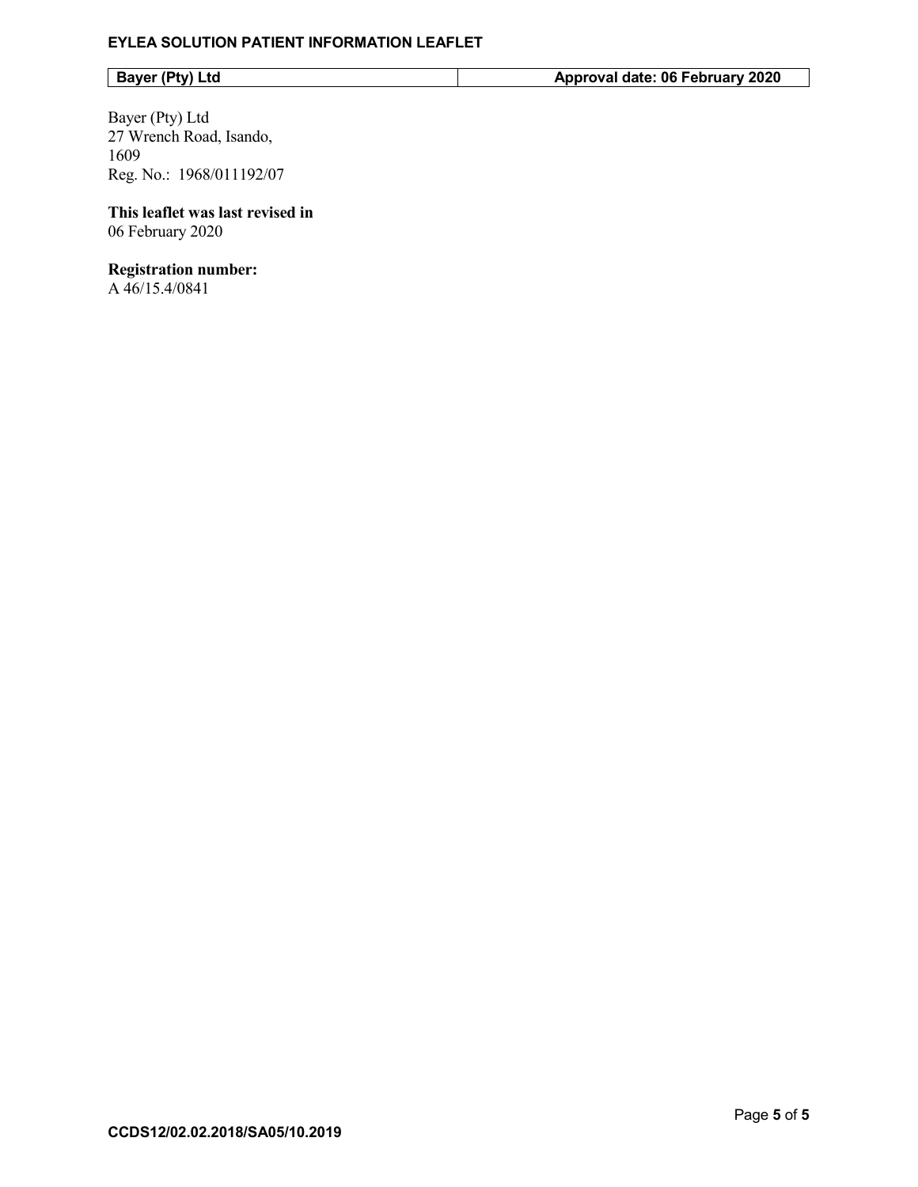Bayer (Pty) Ltd
27 Wrench Road, Isando,
1609
Reg. No.: 1968/011192/07

**This leaflet was last revised in**
06 February 2020

**Registration number:**
A 46/15.4/0841